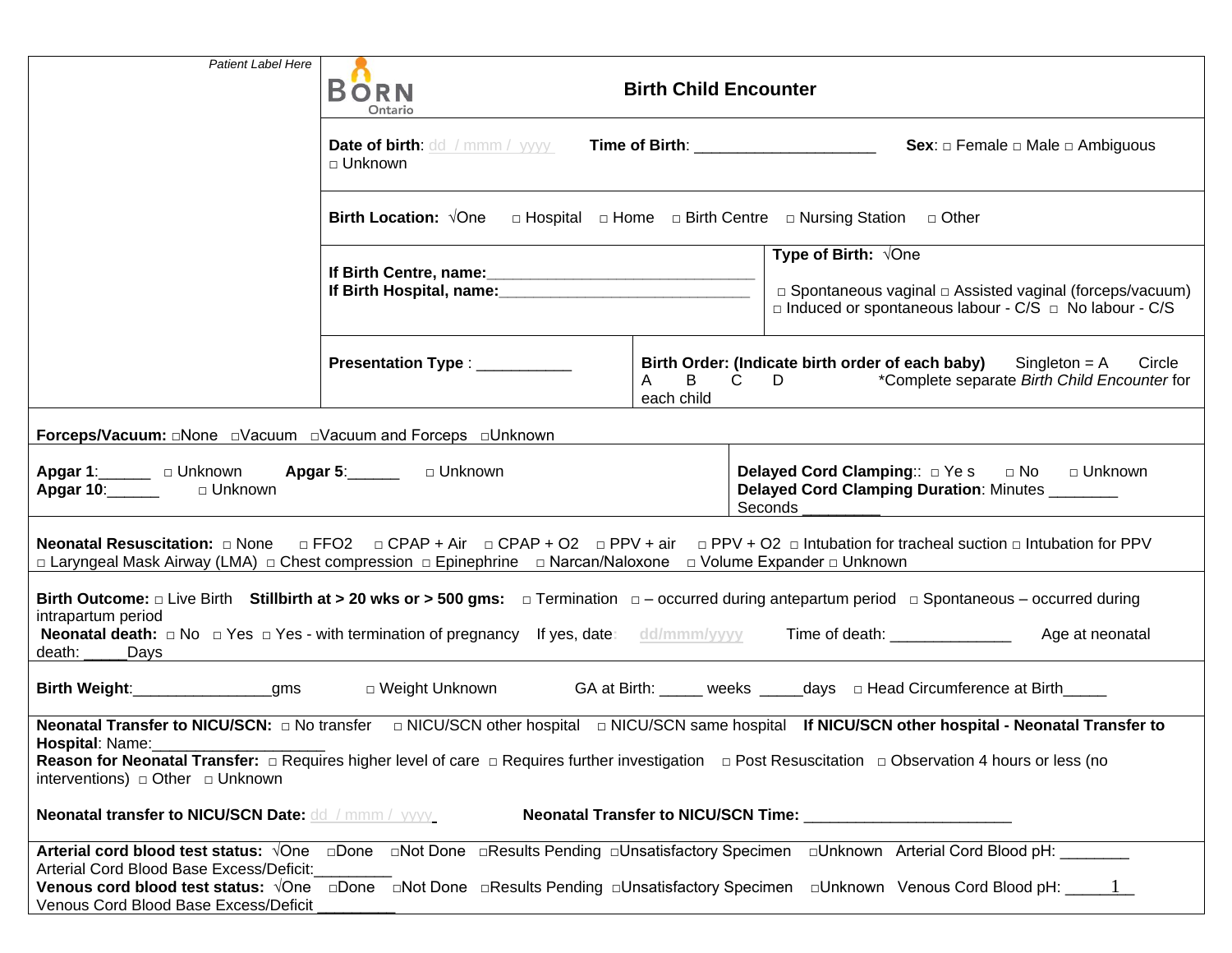*Patient Label Here*

BORN Ontario

# Birth Child Encounter

**Date of birth**: dd / mmm / yyyy **Time of Birth**: ____________________ **Sex**: □ Female □ Male □ Ambiguous □ Unknown

**Birth Location:** √One □ Hospital □ Home □ Birth Centre □ Nursing Station □ Other

**If Birth Centre, name:**_______________________________
**If Birth Hospital, name:**_____________________________

**Type of Birth:** √One
□ Spontaneous vaginal □ Assisted vaginal (forceps/vacuum) □ Induced or spontaneous labour - C/S □ No labour - C/S

**Presentation Type** : ___________

**Birth Order: (Indicate birth order of each baby)** Singleton = A Circle A B C D *Complete separate *Birth Child Encounter* for each child

**Forceps/Vacuum:** □None □Vacuum □Vacuum and Forceps □Unknown

**Apgar 1**:______ □ Unknown **Apgar 5**:______ □ Unknown
**Apgar 10**:______ □ Unknown

**Delayed Cord Clamping**:: □ Ye s □ No □ Unknown
**Delayed Cord Clamping Duration**: Minutes ________ Seconds ________

**Neonatal Resuscitation:** □ None □ FFO2 □ CPAP + Air □ CPAP + O2 □ PPV + air □ PPV + O2 □ Intubation for tracheal suction □ Intubation for PPV □ Laryngeal Mask Airway (LMA) □ Chest compression □ Epinephrine □ Narcan/Naloxone □ Volume Expander □ Unknown

**Birth Outcome:** □ Live Birth **Stillbirth at > 20 wks or > 500 gms:** □ Termination □ – occurred during antepartum period □ Spontaneous – occurred during intrapartum period
**Neonatal death:** □ No □ Yes □ Yes - with termination of pregnancy If yes, date: dd/mmm/yyyy Time of death: ______________ Age at neonatal death: _____Days

**Birth Weight**:________________gms □ Weight Unknown GA at Birth: _____ weeks _____days □ Head Circumference at Birth_____

**Neonatal Transfer to NICU/SCN:** □ No transfer □ NICU/SCN other hospital □ NICU/SCN same hospital **If NICU/SCN other hospital - Neonatal Transfer to Hospital**: Name:____________________
**Reason for Neonatal Transfer:** □ Requires higher level of care □ Requires further investigation □ Post Resuscitation □ Observation 4 hours or less (no interventions) □ Other □ Unknown

**Neonatal transfer to NICU/SCN Date:** dd / mmm / yyyy **Neonatal Transfer to NICU/SCN Time:** ________________________

**Arterial cord blood test status:** √One □Done □Not Done □Results Pending □Unsatisfactory Specimen □Unknown Arterial Cord Blood pH: ________ Arterial Cord Blood Base Excess/Deficit:_________
**Venous cord blood test status:** √One □Done □Not Done □Results Pending □Unsatisfactory Specimen □Unknown Venous Cord Blood pH: _________ Venous Cord Blood Base Excess/Deficit _________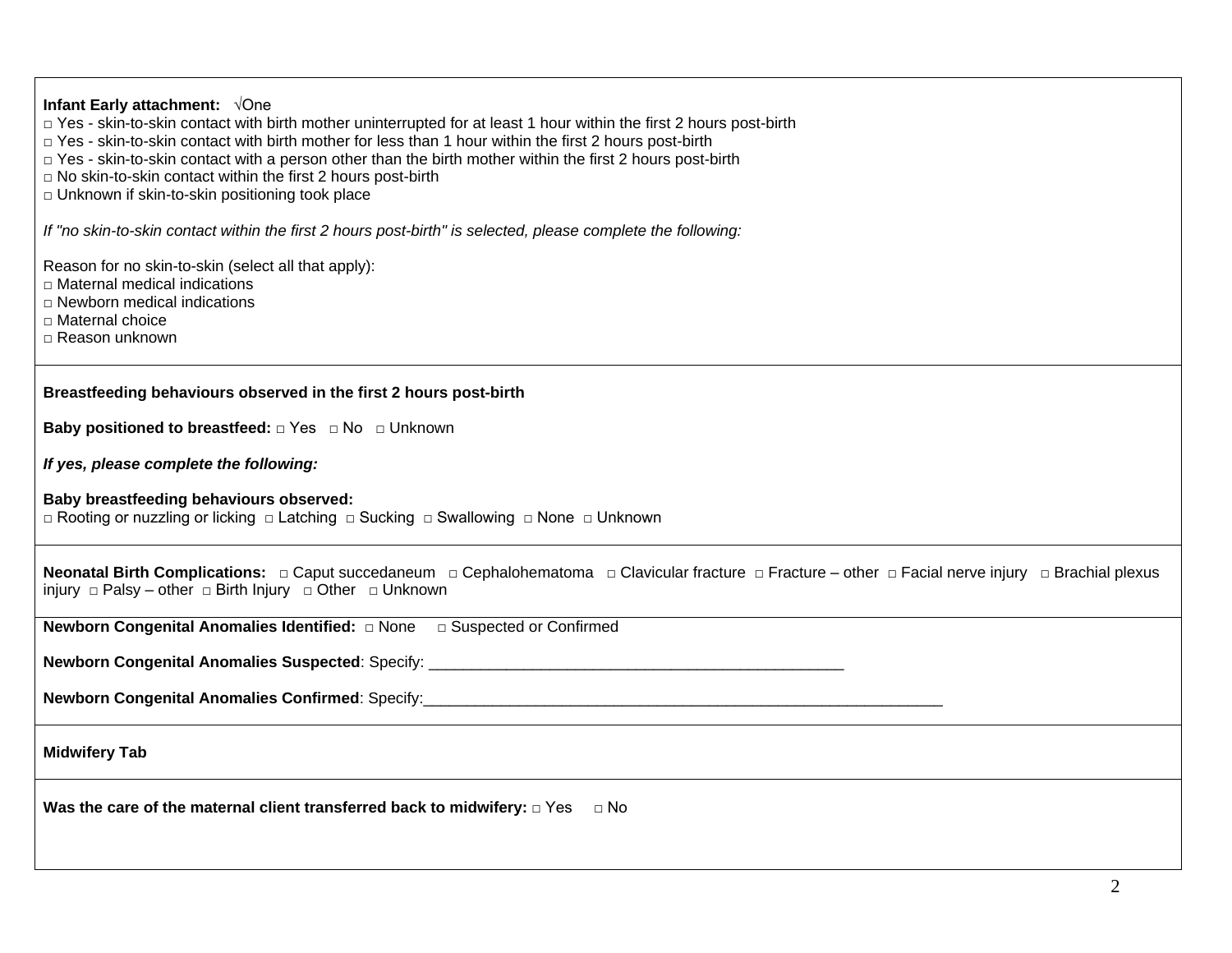**Infant Early attachment:** √One

□ Yes - skin-to-skin contact with birth mother uninterrupted for at least 1 hour within the first 2 hours post-birth
□ Yes - skin-to-skin contact with birth mother for less than 1 hour within the first 2 hours post-birth
□ Yes - skin-to-skin contact with a person other than the birth mother within the first 2 hours post-birth
□ No skin-to-skin contact within the first 2 hours post-birth
□ Unknown if skin-to-skin positioning took place

*If "no skin-to-skin contact within the first 2 hours post-birth" is selected, please complete the following:*

Reason for no skin-to-skin (select all that apply):
□ Maternal medical indications
□ Newborn medical indications
□ Maternal choice
□ Reason unknown

---

**Breastfeeding behaviours observed in the first 2 hours post-birth**

**Baby positioned to breastfeed:** □ Yes □ No □ Unknown

***If yes, please complete the following:***

**Baby breastfeeding behaviours observed:**
□ Rooting or nuzzling or licking □ Latching □ Sucking □ Swallowing □ None □ Unknown

---

**Neonatal Birth Complications:** □ Caput succedaneum □ Cephalohematoma □ Clavicular fracture □ Fracture – other □ Facial nerve injury □ Brachial plexus injury □ Palsy – other □ Birth Injury □ Other □ Unknown

---

**Newborn Congenital Anomalies Identified:** □ None □ Suspected or Confirmed

**Newborn Congenital Anomalies Suspected**: Specify: ________________________________________________

**Newborn Congenital Anomalies Confirmed**: Specify:____________________________________________________________

---

**Midwifery Tab**

---

**Was the care of the maternal client transferred back to midwifery:** □ Yes □ No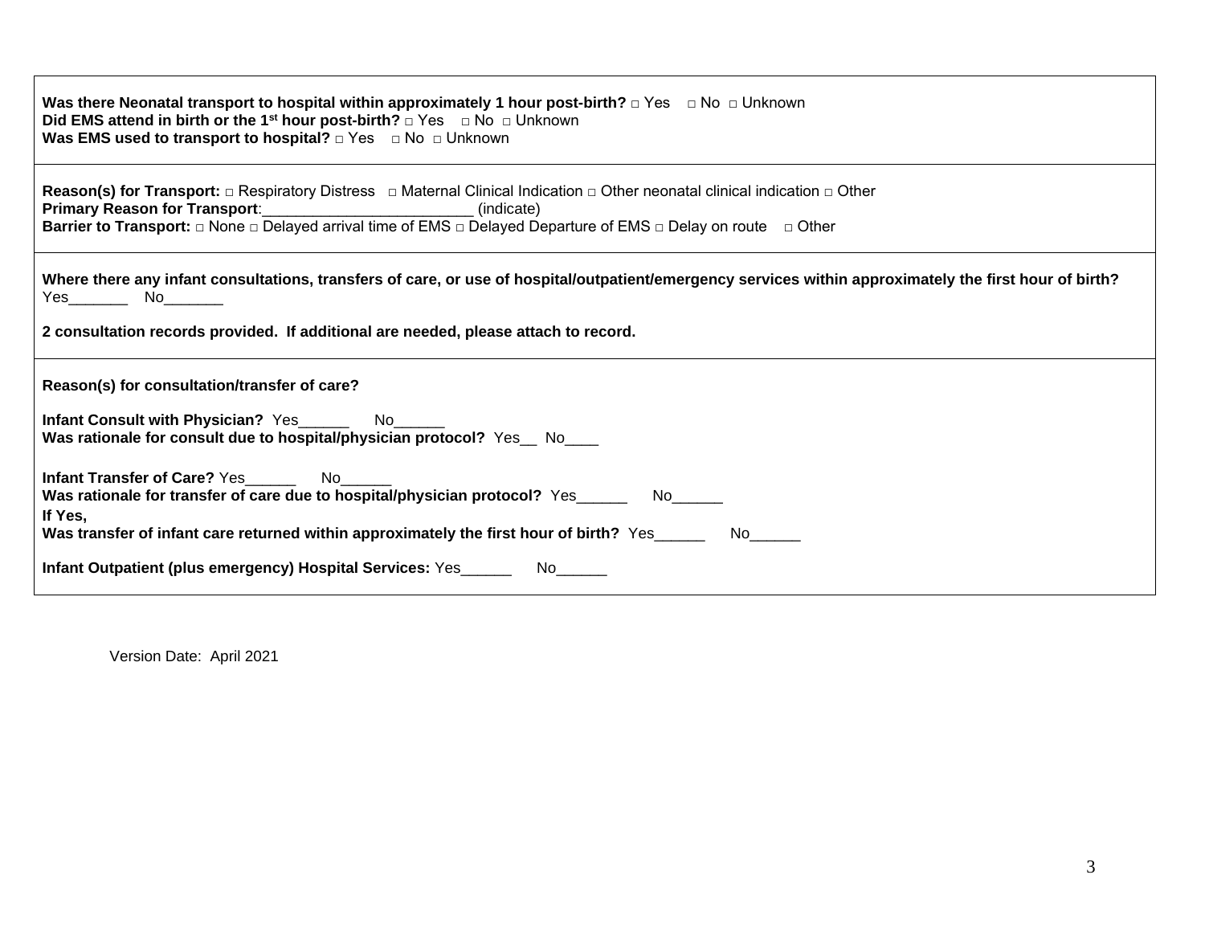**Was there Neonatal transport to hospital within approximately 1 hour post-birth?** □ Yes □ No □ Unknown
**Did EMS attend in birth or the 1st hour post-birth?** □ Yes □ No □ Unknown
**Was EMS used to transport to hospital?** □ Yes □ No □ Unknown

**Reason(s) for Transport:** □ Respiratory Distress □ Maternal Clinical Indication □ Other neonatal clinical indication □ Other
**Primary Reason for Transport**:_________________________ (indicate)
**Barrier to Transport:** □ None □ Delayed arrival time of EMS □ Delayed Departure of EMS □ Delay on route □ Other

**Where there any infant consultations, transfers of care, or use of hospital/outpatient/emergency services within approximately the first hour of birth?**
Yes_______ No_______

**2 consultation records provided. If additional are needed, please attach to record.**

**Reason(s) for consultation/transfer of care?**

**Infant Consult with Physician?** Yes______ No______
**Was rationale for consult due to hospital/physician protocol?** Yes__ No____

**Infant Transfer of Care?** Yes______ No______
**Was rationale for transfer of care due to hospital/physician protocol?** Yes______ No______
**If Yes,**
**Was transfer of infant care returned within approximately the first hour of birth?** Yes______ No______

**Infant Outpatient (plus emergency) Hospital Services:** Yes______ No______

Version Date: April 2021